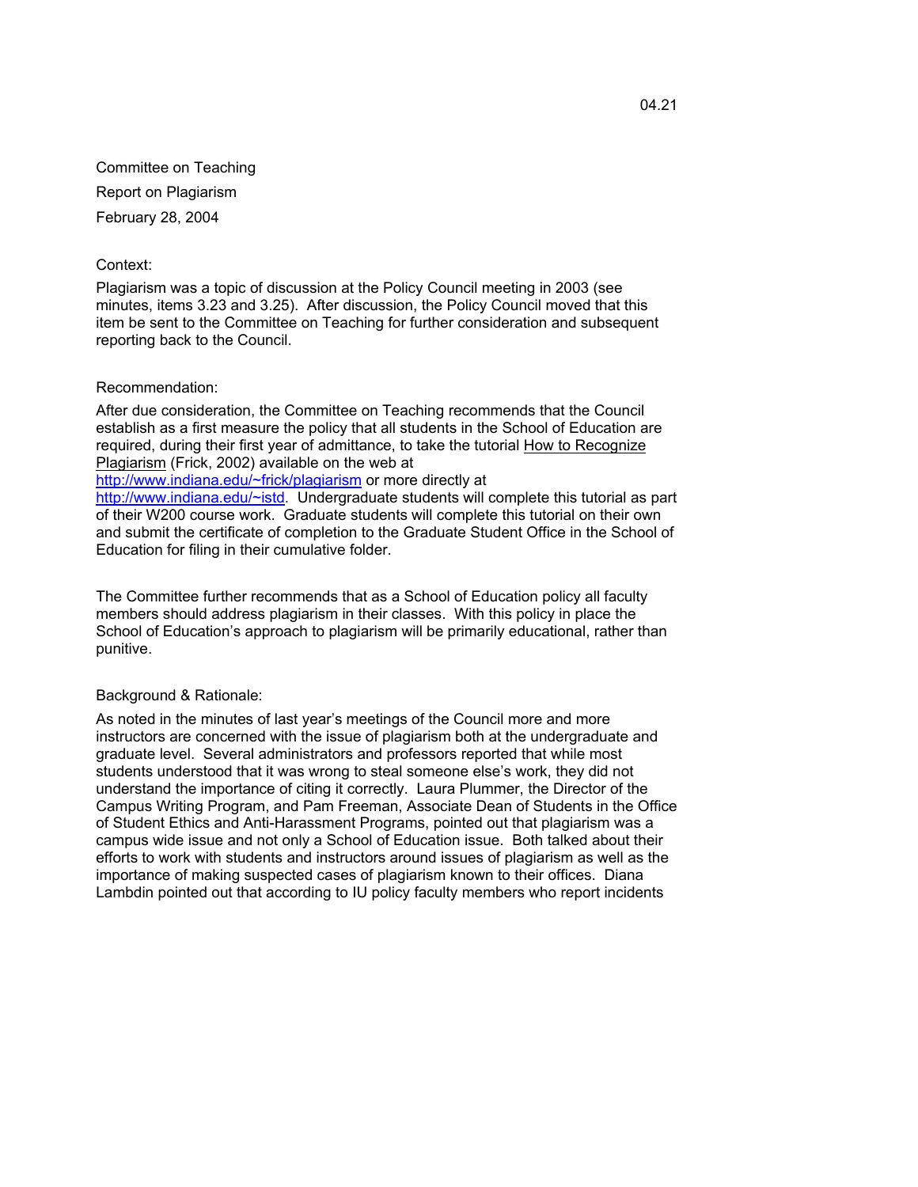04.21

Committee on Teaching

Report on Plagiarism

February 28, 2004

Context:

Plagiarism was a topic of discussion at the Policy Council meeting in 2003 (see minutes, items 3.23 and 3.25). After discussion, the Policy Council moved that this item be sent to the Committee on Teaching for further consideration and subsequent reporting back to the Council.

Recommendation:

After due consideration, the Committee on Teaching recommends that the Council establish as a first measure the policy that all students in the School of Education are required, during their first year of admittance, to take the tutorial How to Recognize Plagiarism (Frick, 2002) available on the web at http://www.indiana.edu/~frick/plagiarism or more directly at http://www.indiana.edu/~istd. Undergraduate students will complete this tutorial as part of their W200 course work. Graduate students will complete this tutorial on their own and submit the certificate of completion to the Graduate Student Office in the School of Education for filing in their cumulative folder.

The Committee further recommends that as a School of Education policy all faculty members should address plagiarism in their classes. With this policy in place the School of Education's approach to plagiarism will be primarily educational, rather than punitive.

Background & Rationale:

As noted in the minutes of last year's meetings of the Council more and more instructors are concerned with the issue of plagiarism both at the undergraduate and graduate level. Several administrators and professors reported that while most students understood that it was wrong to steal someone else's work, they did not understand the importance of citing it correctly. Laura Plummer, the Director of the Campus Writing Program, and Pam Freeman, Associate Dean of Students in the Office of Student Ethics and Anti-Harassment Programs, pointed out that plagiarism was a campus wide issue and not only a School of Education issue. Both talked about their efforts to work with students and instructors around issues of plagiarism as well as the importance of making suspected cases of plagiarism known to their offices. Diana Lambdin pointed out that according to IU policy faculty members who report incidents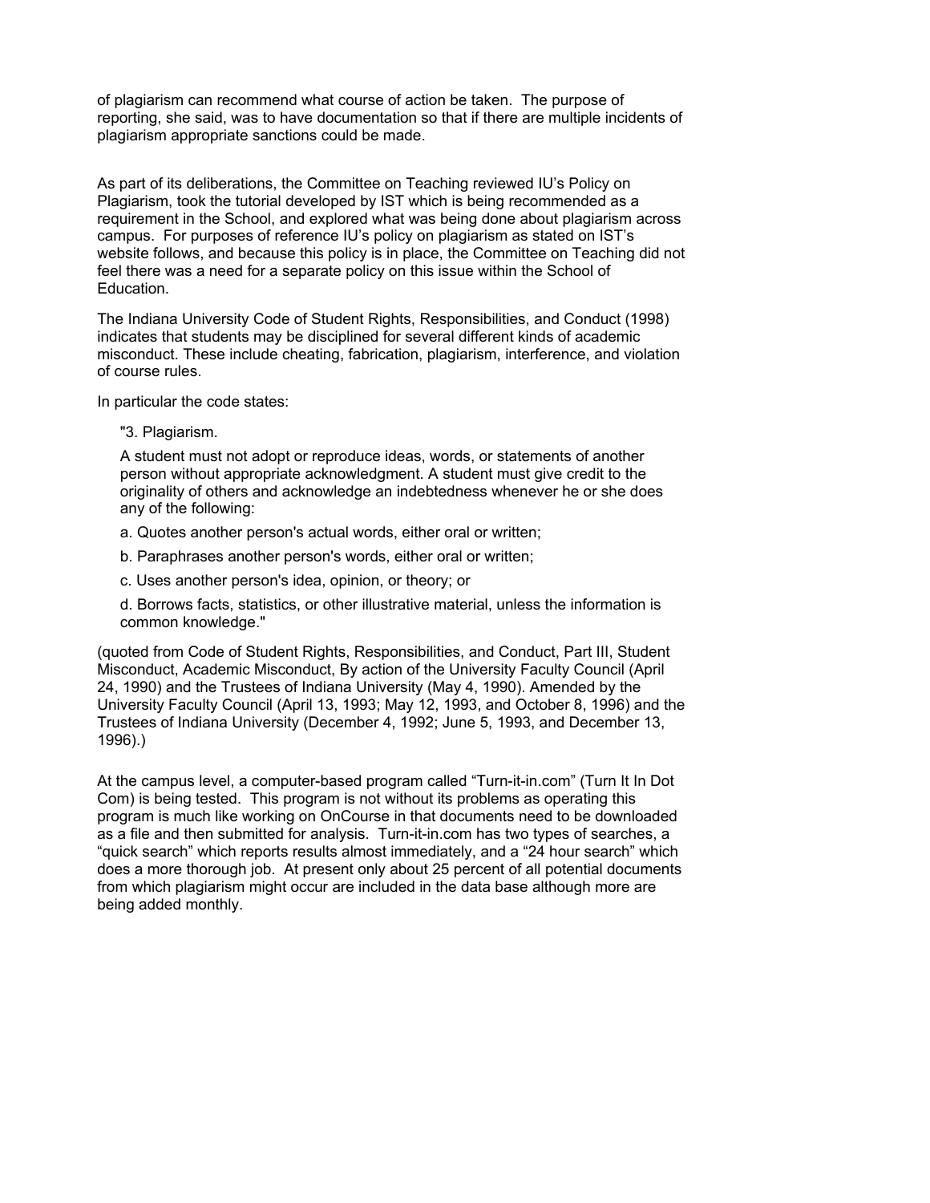of plagiarism can recommend what course of action be taken. The purpose of reporting, she said, was to have documentation so that if there are multiple incidents of plagiarism appropriate sanctions could be made.

As part of its deliberations, the Committee on Teaching reviewed IU's Policy on Plagiarism, took the tutorial developed by IST which is being recommended as a requirement in the School, and explored what was being done about plagiarism across campus. For purposes of reference IU's policy on plagiarism as stated on IST's website follows, and because this policy is in place, the Committee on Teaching did not feel there was a need for a separate policy on this issue within the School of Education.

The Indiana University Code of Student Rights, Responsibilities, and Conduct (1998) indicates that students may be disciplined for several different kinds of academic misconduct. These include cheating, fabrication, plagiarism, interference, and violation of course rules.

In particular the code states:

> "3. Plagiarism.
>
> A student must not adopt or reproduce ideas, words, or statements of another person without appropriate acknowledgment. A student must give credit to the originality of others and acknowledge an indebtedness whenever he or she does any of the following:
>
> a. Quotes another person's actual words, either oral or written;
>
> b. Paraphrases another person's words, either oral or written;
>
> c. Uses another person's idea, opinion, or theory; or
>
> d. Borrows facts, statistics, or other illustrative material, unless the information is common knowledge."

(quoted from Code of Student Rights, Responsibilities, and Conduct, Part III, Student Misconduct, Academic Misconduct, By action of the University Faculty Council (April 24, 1990) and the Trustees of Indiana University (May 4, 1990). Amended by the University Faculty Council (April 13, 1993; May 12, 1993, and October 8, 1996) and the Trustees of Indiana University (December 4, 1992; June 5, 1993, and December 13, 1996).)

At the campus level, a computer-based program called "Turn-it-in.com" (Turn It In Dot Com) is being tested. This program is not without its problems as operating this program is much like working on OnCourse in that documents need to be downloaded as a file and then submitted for analysis. Turn-it-in.com has two types of searches, a "quick search" which reports results almost immediately, and a "24 hour search" which does a more thorough job. At present only about 25 percent of all potential documents from which plagiarism might occur are included in the data base although more are being added monthly.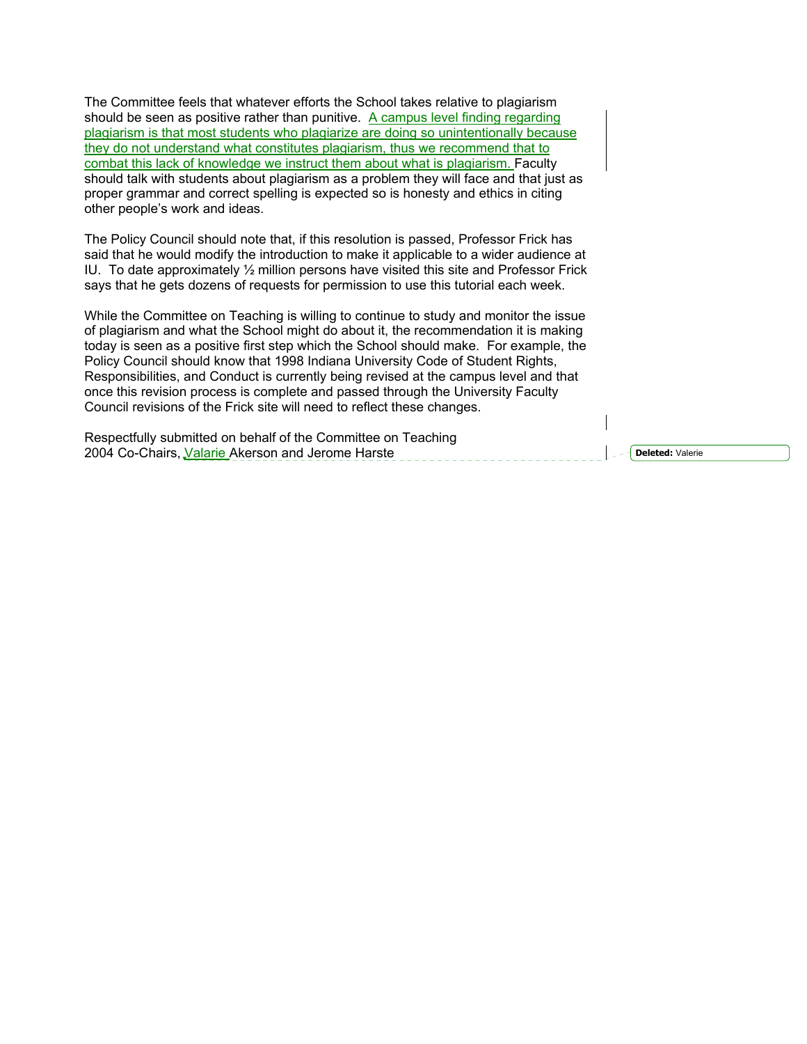The Committee feels that whatever efforts the School takes relative to plagiarism should be seen as positive rather than punitive. A campus level finding regarding plagiarism is that most students who plagiarize are doing so unintentionally because they do not understand what constitutes plagiarism, thus we recommend that to combat this lack of knowledge we instruct them about what is plagiarism. Faculty should talk with students about plagiarism as a problem they will face and that just as proper grammar and correct spelling is expected so is honesty and ethics in citing other people's work and ideas.

The Policy Council should note that, if this resolution is passed, Professor Frick has said that he would modify the introduction to make it applicable to a wider audience at IU. To date approximately ½ million persons have visited this site and Professor Frick says that he gets dozens of requests for permission to use this tutorial each week.

While the Committee on Teaching is willing to continue to study and monitor the issue of plagiarism and what the School might do about it, the recommendation it is making today is seen as a positive first step which the School should make. For example, the Policy Council should know that 1998 Indiana University Code of Student Rights, Responsibilities, and Conduct is currently being revised at the campus level and that once this revision process is complete and passed through the University Faculty Council revisions of the Frick site will need to reflect these changes.

Respectfully submitted on behalf of the Committee on Teaching
2004 Co-Chairs, Valarie Akerson and Jerome Harste

**Deleted:** Valerie